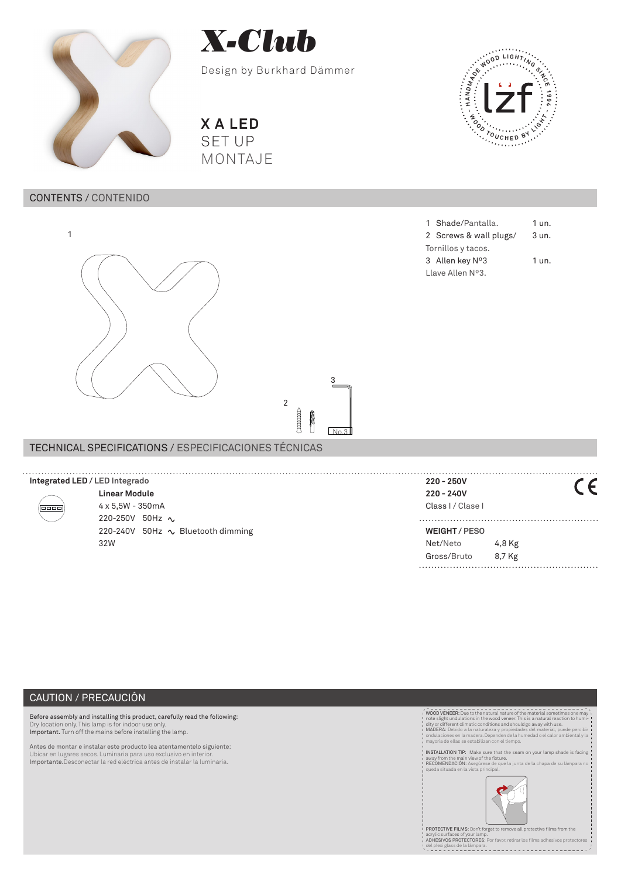# X-Club

Design by Burkhard Dämmer

**X A LED**
SET UP
MONTAJE

## CONTENTS / CONTENIDO

| | | |
|---|---|---|
| 1 | Shade/Pantalla. | 1 un. |
| 2 | Screws & wall plugs/ Tornillos y tacos. | 3 un. |
| 3 | Allen key Nº3 Llave Allen Nº3. | 1 un. |

## TECHNICAL SPECIFICATIONS / ESPECIFICACIONES TÉCNICAS

**Integrated LED / LED Integrado**

**Linear Module**
4 x 5,5W - 350mA
220-250V 50Hz ∿
220-240V 50Hz ∿ Bluetooth dimming
32W

**220 - 250V**
**220 - 240V**
Class I / Clase I

**WEIGHT / PESO**

| | |
|---|---|
| Net/Neto | 4,8 Kg |
| Gross/Bruto | 8,7 Kg |

## CAUTION / PRECAUCIÓN

**Before assembly and installing this product, carefully read the following:**
Dry location only. This lamp is for indoor use only.
**Important.** Turn off the mains before installing the lamp.

Antes de montar e instalar este producto lea atentamentelo siguiente:
Ubicar en lugares secos. Luminaria para uso exclusivo en interior.
**Importante.**Desconectar la red eléctrica antes de instalar la luminaria.

WOOD VENEER: Due to the natural nature of the material sometimes one may note slight undulations in the wood veneer. This is a natural reaction to humidity or different climatic conditions and should go away with use.
MADERA: Debido a la naturaleza y propiedades del material, puede percibir ondulaciones en la madera. Dependen de la humedad o el calor ambiental y la mayoría de ellas se estabilizan con el tiempo.

INSTALLATION TIP: Make sure that the seam on your lamp shade is facing away from the main view of the fixture.
RECOMENDACIÓN: Asegúrese de que la junta de la chapa de su lámpara no queda situada en la vista principal.

PROTECTIVE FILMS: Don't forget to remove all protective films from the acrylic surfaces of your lamp.
ADHESIVOS PROTECTORES: Por favor, retirar los films adhesivos protectores del plexi glass de la lámpara.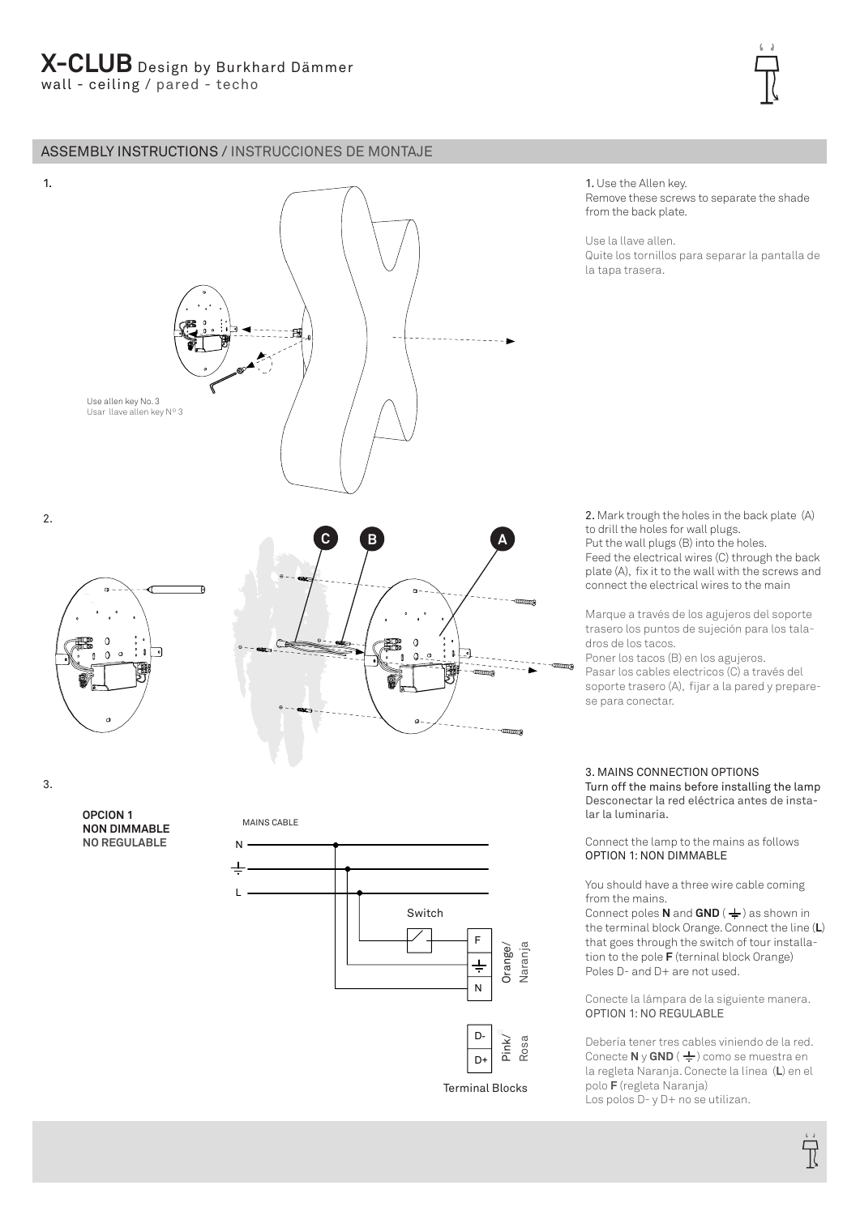# X-CLUB Design by Burkhard Dämmer
wall - ceiling / pared - techo

## ASSEMBLY INSTRUCTIONS / INSTRUCCIONES DE MONTAJE

1.

Use allen key No. 3
Usar llave allen key Nº 3

**1.** Use the Allen key.
Remove these screws to separate the shade from the back plate.

Use la llave allen.
Quite los tornillos para separar la pantalla de la tapa trasera.

2.

C B A

**2.** Mark trough the holes in the back plate (A) to drill the holes for wall plugs.
Put the wall plugs (B) into the holes.
Feed the electrical wires (C) through the back plate (A), fix it to the wall with the screws and connect the electrical wires to the main

Marque a través de los agujeros del soporte trasero los puntos de sujeción para los taladros de los tacos.
Poner los tacos (B) en los agujeros.
Pasar los cables electricos (C) a través del soporte trasero (A), fijar a la pared y preparese para conectar.

3.

**OPCION 1**
**NON DIMMABLE**
**NO REGULABLE**

MAINS CABLE

N
⏚
L

Switch

F
⏚
N
Orange/ Naranja

D-
D+
Pink/ Rosa

Terminal Blocks

3. MAINS CONNECTION OPTIONS
Turn off the mains before installing the lamp
Desconectar la red eléctrica antes de instalar la luminaria.

Connect the lamp to the mains as follows
OPTION 1: NON DIMMABLE

You should have a three wire cable coming from the mains.
Connect poles **N** and **GND** (⏚) as shown in the terminal block Orange. Connect the line (**L**) that goes through the switch of tour installation to the pole **F** (terminal block Orange)
Poles D- and D+ are not used.

Conecte la lámpara de la siguiente manera.
OPTION 1: NO REGULABLE

Debería tener tres cables viniendo de la red.
Conecte **N** y **GND** (⏚) como se muestra en la regleta Naranja. Conecte la línea (**L**) en el polo **F** (regleta Naranja)
Los polos D- y D+ no se utilizan.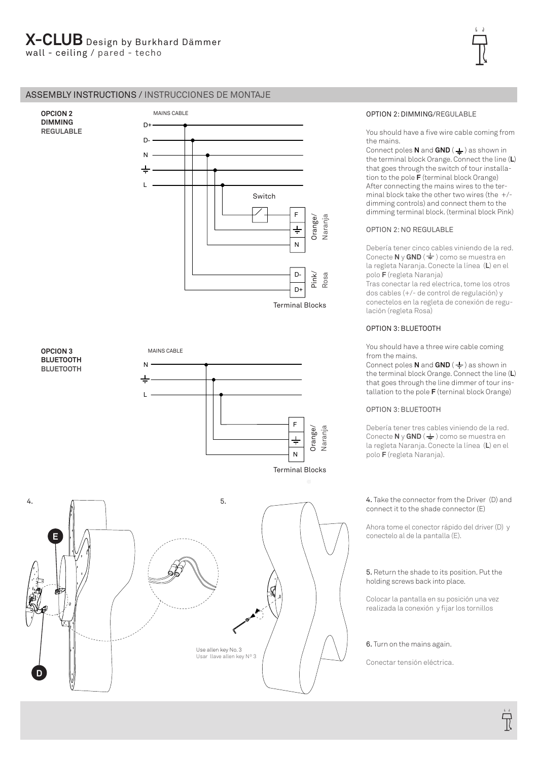# X-CLUB Design by Burkhard Dämmer

wall - ceiling / pared - techo

## ASSEMBLY INSTRUCTIONS / INSTRUCCIONES DE MONTAJE

**OPCION 2**
**DIMMING**
**REGULABLE**

MAINS CABLE

D+
D-
N
⏚
L

Switch

F
⏚
N
Orange/ Naranja

D-
D+
Pink/ Rosa

Terminal Blocks

**OPCION 3**
**BLUETOOTH**
**BLUETOOTH**

MAINS CABLE

N
⏚
L

F
⏚
N
Orange/ Naranja

Terminal Blocks

### OPTION 2: DIMMING/REGULABLE

You should have a five wire cable coming from the mains.
Connect poles **N** and **GND** (⏚) as shown in the terminal block Orange. Connect the line (**L**) that goes through the switch of tour installation to the pole **F** (terminal block Orange)
After connecting the mains wires to the terminal block take the other two wires (the +/- dimming controls) and connect them to the dimming terminal block. (terminal block Pink)

### OPTION 2: NO REGULABLE

Debería tener cinco cables viniendo de la red.
Conecte **N** y **GND** (⏚) como se muestra en la regleta Naranja. Conecte la línea (**L**) en el polo **F** (regleta Naranja)
Tras conectar la red electrica, tome los otros dos cables (+/- de control de regulación) y conectelos en la regleta de conexión de regulación (regleta Rosa)

### OPTION 3: BLUETOOTH

You should have a three wire cable coming from the mains.
Connect poles **N** and **GND** (⏚) as shown in the terminal block Orange. Connect the line (**L**) that goes through the line dimmer of tour installation to the pole **F** (terninal block Orange)

### OPTION 3: BLUETOOTH

Debería tener tres cables viniendo de la red.
Conecte **N** y **GND** (⏚) como se muestra en la regleta Naranja. Conecte la línea (**L**) en el polo **F** (regleta Naranja).

4.

E

D

5.

Use allen key No. 3
Usar llave allen key Nº 3

**4.** Take the connector from the Driver (D) and connect it to the shade connector (E)

Ahora tome el conector rápido del driver (D) y conectelo al de la pantalla (E).

**5.** Return the shade to its position. Put the holding screws back into place.

Colocar la pantalla en su posición una vez realizada la conexión y fijar los tornillos

**6.** Turn on the mains again.

Conectar tensión eléctrica.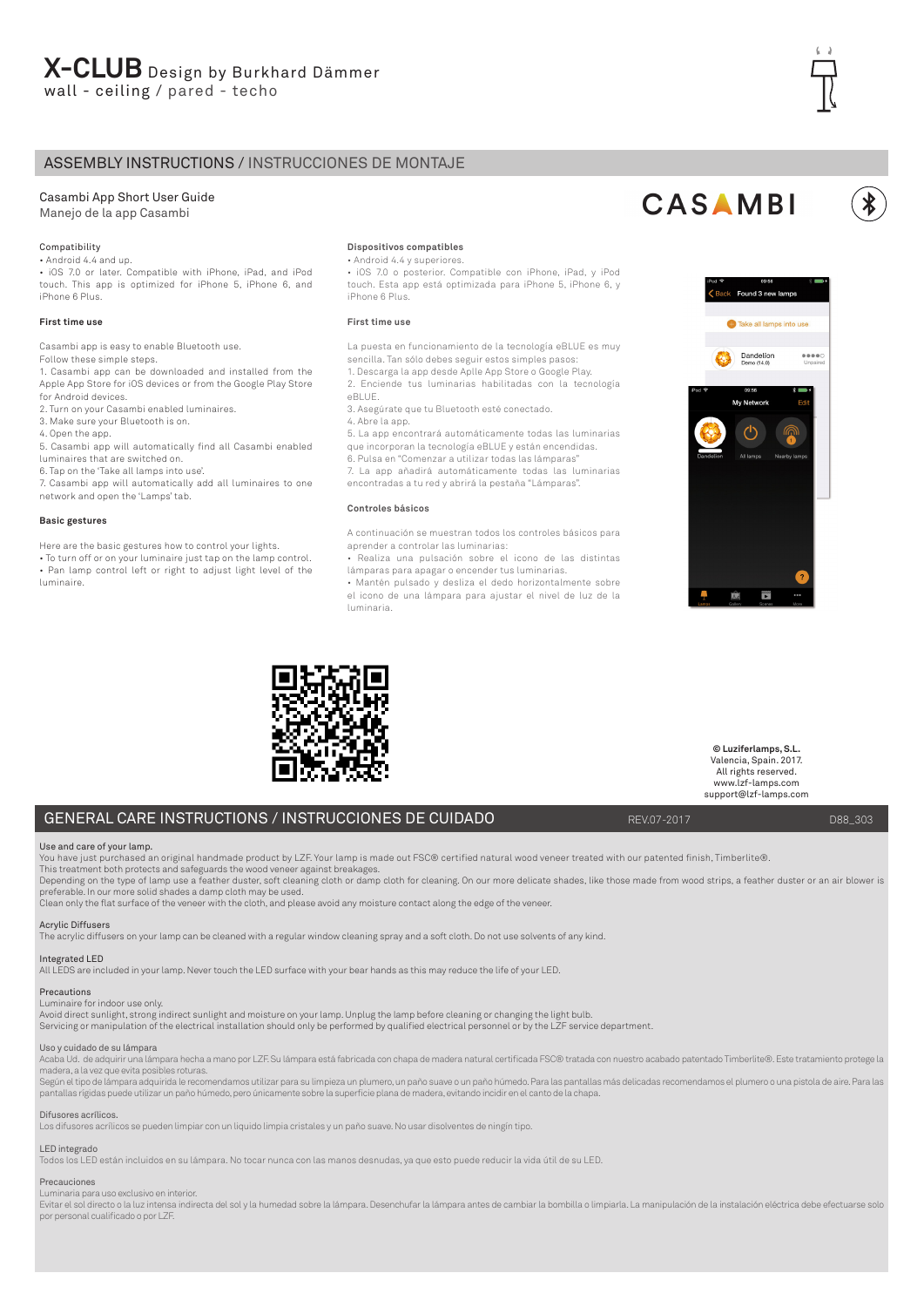# X-CLUB Design by Burkhard Dämmer

wall - ceiling / pared - techo

## ASSEMBLY INSTRUCTIONS / INSTRUCCIONES DE MONTAJE

Casambi App Short User Guide
Manejo de la app Casambi

CASAMBI

### Compatibility

- Android 4.4 and up.
- iOS 7.0 or later. Compatible with iPhone, iPad, and iPod touch. This app is optimized for iPhone 5, iPhone 6, and iPhone 6 Plus.

### First time use

Casambi app is easy to enable Bluetooth use.
Follow these simple steps.

1. Casambi app can be downloaded and installed from the Apple App Store for iOS devices or from the Google Play Store for Android devices.
2. Turn on your Casambi enabled luminaires.
3. Make sure your Bluetooth is on.
4. Open the app.
5. Casambi app will automatically find all Casambi enabled luminaires that are switched on.
6. Tap on the 'Take all lamps into use'.
7. Casambi app will automatically add all luminaires to one network and open the 'Lamps' tab.

### Basic gestures

Here are the basic gestures how to control your lights.

- To turn off or on your luminaire just tap on the lamp control.
- Pan lamp control left or right to adjust light level of the luminaire.

### Dispositivos compatibles

- Android 4.4 y superiores.
- iOS 7.0 o posterior. Compatible con iPhone, iPad, y iPod touch. Esta app está optimizada para iPhone 5, iPhone 6, y iPhone 6 Plus.

### First time use

La puesta en funcionamiento de la tecnología eBLUE es muy sencilla. Tan sólo debes seguir estos simples pasos:

1. Descarga la app desde Aplle App Store o Google Play.
2. Enciende tus luminarias habilitadas con la tecnología eBLUE.
3. Asegúrate que tu Bluetooth esté conectado.
4. Abre la app.
5. La app encontrará automáticamente todas las luminarias que incorporan la tecnología eBLUE y están encendidas.
6. Pulsa en "Comenzar a utilizar todas las lámparas"
7. La app añadirá automáticamente todas las luminarias encontradas a tu red y abrirá la pestaña "Lámparas".

### Controles básicos

A continuación se muestran todos los controles básicos para aprender a controlar las luminarias:

- Realiza una pulsación sobre el icono de las distintas lámparas para apagar o encender tus luminarias.
- Mantén pulsado y desliza el dedo horizontalmente sobre el icono de una lámpara para ajustar el nivel de luz de la luminaria.

**© Luziferlamps, S.L.**
Valencia, Spain. 2017.
All rights reserved.
www.lzf-lamps.com
support@lzf-lamps.com

## GENERAL CARE INSTRUCTIONS / INSTRUCCIONES DE CUIDADO

REV.07-2017 D88_303

### Use and care of your lamp.

You have just purchased an original handmade product by LZF. Your lamp is made out FSC® certified natural wood veneer treated with our patented finish, Timberlite®.
This treatment both protects and safeguards the wood veneer against breakages.
Depending on the type of lamp use a feather duster, soft cleaning cloth or damp cloth for cleaning. On our more delicate shades, like those made from wood strips, a feather duster or an air blower is preferable. In our more solid shades a damp cloth may be used.
Clean only the flat surface of the veneer with the cloth, and please avoid any moisture contact along the edge of the veneer.

### Acrylic Diffusers

The acrylic diffusers on your lamp can be cleaned with a regular window cleaning spray and a soft cloth. Do not use solvents of any kind.

### Integrated LED

All LEDS are included in your lamp. Never touch the LED surface with your bear hands as this may reduce the life of your LED.

### Precautions

Luminaire for indoor use only.
Avoid direct sunlight, strong indirect sunlight and moisture on your lamp. Unplug the lamp before cleaning or changing the light bulb.
Servicing or manipulation of the electrical installation should only be performed by qualified electrical personnel or by the LZF service department.

### Uso y cuidado de su lámpara

Acaba Ud. de adquirir una lámpara hecha a mano por LZF. Su lámpara está fabricada con chapa de madera natural certificada FSC® tratada con nuestro acabado patentado Timberlite®. Este tratamiento protege la madera, a la vez que evita posibles roturas.
Según el tipo de lámpara adquirida le recomendamos utilizar para su limpieza un plumero, un paño suave o un paño húmedo. Para las pantallas más delicadas recomendamos el plumero o una pistola de aire. Para las pantallas rígidas puede utilizar un paño húmedo, pero únicamente sobre la superficie plana de madera, evitando incidir en el canto de la chapa.

### Difusores acrílicos.

Los difusores acrílicos se pueden limpiar con un líquido limpia cristales y un paño suave. No usar disolventes de ningún tipo.

### LED integrado

Todos los LED están incluidos en su lámpara. No tocar nunca con las manos desnudas, ya que esto puede reducir la vida útil de su LED.

### Precauciones

Luminaria para uso exclusivo en interior.
Evitar el sol directo o la luz intensa indirecta del sol y la humedad sobre la lámpara. Desenchufar la lámpara antes de cambiar la bombilla o limpiarla. La manipulación de la instalación eléctrica debe efectuarse solo por personal cualificado o por LZF.